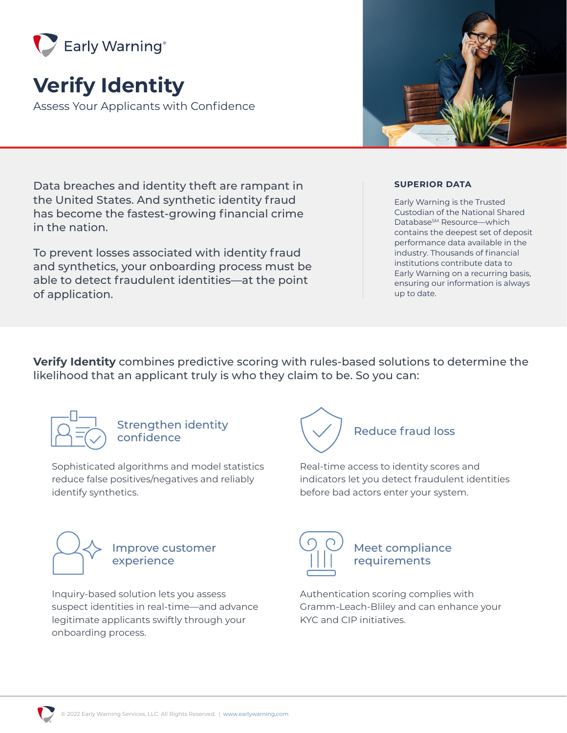Early Warning®

# Verify Identity

Assess Your Applicants with Confidence

Data breaches and identity theft are rampant in the United States. And synthetic identity fraud has become the fastest-growing financial crime in the nation.

To prevent losses associated with identity fraud and synthetics, your onboarding process must be able to detect fraudulent identities—at the point of application.

### SUPERIOR DATA

Early Warning is the Trusted Custodian of the National Shared Database℠ Resource—which contains the deepest set of deposit performance data available in the industry. Thousands of financial institutions contribute data to Early Warning on a recurring basis, ensuring our information is always up to date.

**Verify Identity** combines predictive scoring with rules-based solutions to determine the likelihood that an applicant truly is who they claim to be. So you can:

### Strengthen identity confidence

Sophisticated algorithms and model statistics reduce false positives/negatives and reliably identify synthetics.

### Reduce fraud loss

Real-time access to identity scores and indicators let you detect fraudulent identities before bad actors enter your system.

### Improve customer experience

Inquiry-based solution lets you assess suspect identities in real-time—and advance legitimate applicants swiftly through your onboarding process.

### Meet compliance requirements

Authentication scoring complies with Gramm-Leach-Bliley and can enhance your KYC and CIP initiatives.

© 2022 Early Warning Services, LLC. All Rights Reserved. | www.earlywarning.com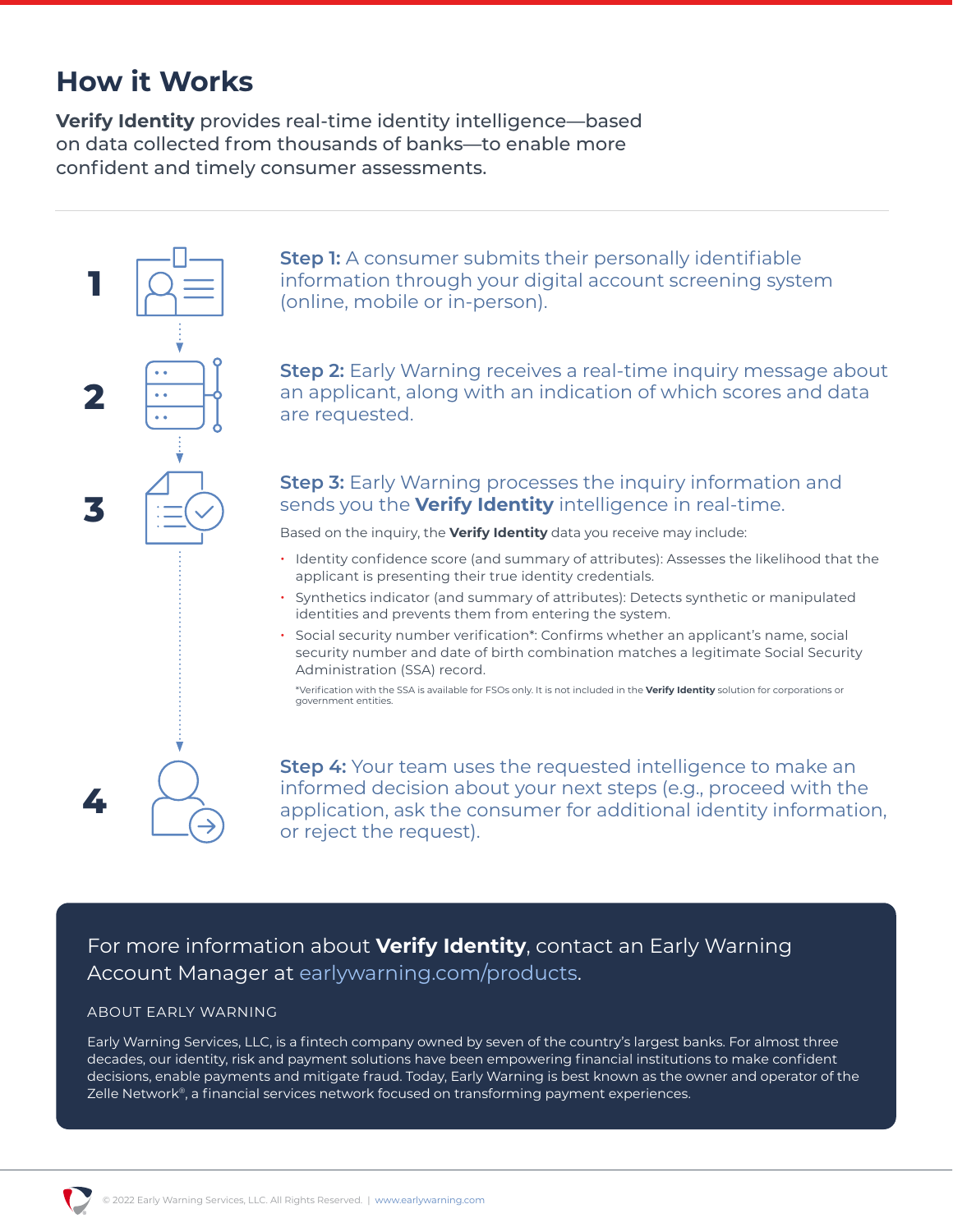# How it Works

**Verify Identity** provides real-time identity intelligence—based on data collected from thousands of banks—to enable more confident and timely consumer assessments.

1

**Step 1:** A consumer submits their personally identifiable information through your digital account screening system (online, mobile or in-person).

2

**Step 2:** Early Warning receives a real-time inquiry message about an applicant, along with an indication of which scores and data are requested.

3

**Step 3:** Early Warning processes the inquiry information and sends you the **Verify Identity** intelligence in real-time.

Based on the inquiry, the **Verify Identity** data you receive may include:

- Identity confidence score (and summary of attributes): Assesses the likelihood that the applicant is presenting their true identity credentials.
- Synthetics indicator (and summary of attributes): Detects synthetic or manipulated identities and prevents them from entering the system.
- Social security number verification*: Confirms whether an applicant's name, social security number and date of birth combination matches a legitimate Social Security Administration (SSA) record.

*Verification with the SSA is available for FSOs only. It is not included in the **Verify Identity** solution for corporations or government entities.

4

**Step 4:** Your team uses the requested intelligence to make an informed decision about your next steps (e.g., proceed with the application, ask the consumer for additional identity information, or reject the request).

For more information about **Verify Identity**, contact an Early Warning Account Manager at earlywarning.com/products.

## ABOUT EARLY WARNING

Early Warning Services, LLC, is a fintech company owned by seven of the country's largest banks. For almost three decades, our identity, risk and payment solutions have been empowering financial institutions to make confident decisions, enable payments and mitigate fraud. Today, Early Warning is best known as the owner and operator of the Zelle Network®, a financial services network focused on transforming payment experiences.

© 2022 Early Warning Services, LLC. All Rights Reserved. | www.earlywarning.com